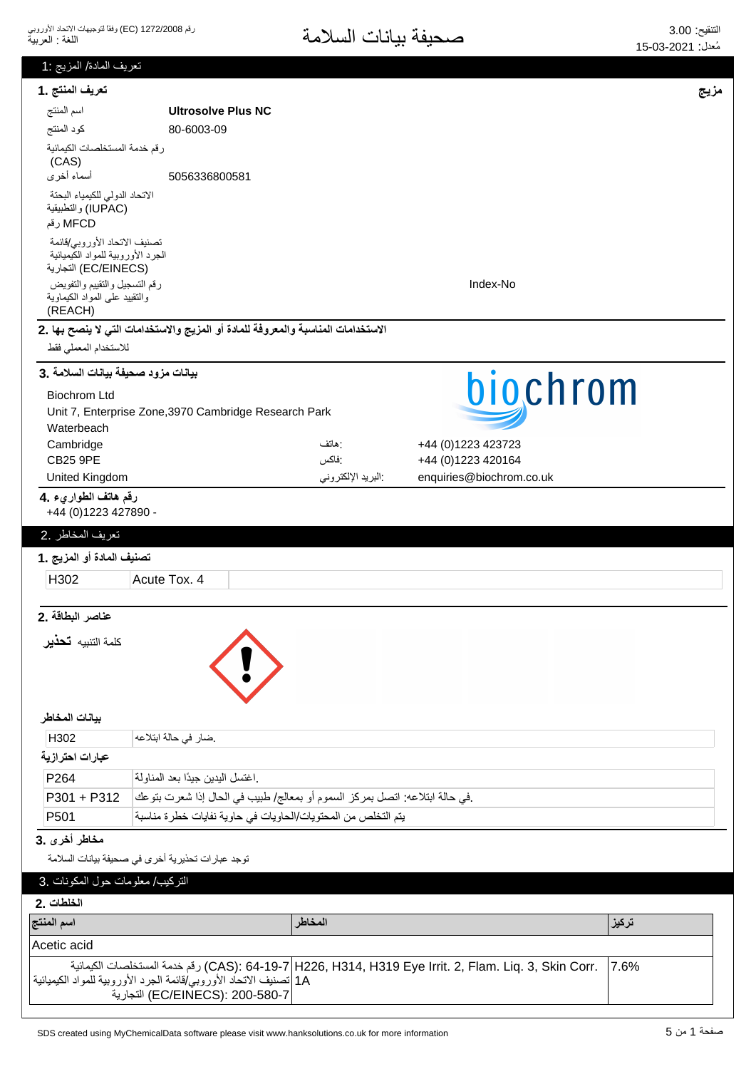رقم 1272/2008 (EC) وفقاً لتوجيهات الاتحاد الأوروبي
اللغة : العربية

# صحيفة بيانات السلامة

التنقيح: 3.00
مُعدل: 15-03-2021

## تعريف المادة/ المزيج :1

### تعريف المنتج .1

**مزيج**

| | |
|---|---|
| اسم المنتج | **Ultrosolve Plus NC** |
| كود المنتج | 80-6003-09 |
| رقم خدمة المستخلصات الكيميائية (CAS) | |
| أسماء أخرى | 5056336800581 |
| الاتحاد الدولي للكيمياء البحتة والتطبيقية (IUPAC) | |
| رقم MFCD | |
| تصنيف الاتحاد الأوروبي/قائمة الجرد الأوروبية للمواد الكيميائية التجارية (EC/EINECS) | |
| رقم التسجيل والتقييم والتفويض والتقييد على المواد الكيماوية (REACH) | Index-No |

### الاستخدامات المناسبة والمعروفة للمادة أو المزيج والاستخدامات التي لا ينصح بها .2

للاستخدام المعملي فقط

### بيانات مزود صحيفة بيانات السلامة .3

Biochrom Ltd
Unit 7, Enterprise Zone,3970 Cambridge Research Park
Waterbeach
Cambridge
CB25 9PE
United Kingdom

هاتف: +44 (0)1223 423723
فاكس: +44 (0)1223 420164
البريد الإلكتروني: enquiries@biochrom.co.uk

### رقم هاتف الطوارىء .4

+44 (0)1223 427890 -

## تعريف المخاطر .2

### تصنيف المادة أو المزيج .1

| | |
|---|---|
| H302 | Acute Tox. 4 |

### عناصر البطاقة .2

كلمة التنبيه **تحذير**

**بيانات المخاطر**

| | |
|---|---|
| H302 | .ضار في حالة ابتلاعه |

**عبارات احترازية**

| | |
|---|---|
| P264 | .اغتسل اليدين جيدًا بعد المناولة |
| P301 + P312 | .في حالة ابتلاعه: اتصل بمركز السموم أو بمعالج/ طبيب في الحال إذا شعرت بتوعك |
| P501 | يتم التخلص من المحتويات/الحاويات في حاوية نفايات خطرة مناسبة |

### مخاطر أخرى .3

توجد عبارات تحذيرية أخرى في صحيفة بيانات السلامة

## التركيب/ معلومات حول المكونات .3

### الخلطات .2

| اسم المنتج | المخاطر | تركيز |
|---|---|---|
| Acetic acid | | |
| رقم خدمة المستخلصات الكيميائية (CAS): 64-19-7<br>تصنيف الاتحاد الأوروبي/قائمة الجرد الأوروبية للمواد الكيميائية التجارية (EC/EINECS): 200-580-7 | H226, H314, H319 Eye Irrit. 2, Flam. Liq. 3, Skin Corr. 1A | 7.6% |

SDS created using MyChemicalData software please visit www.hanksolutions.co.uk for more information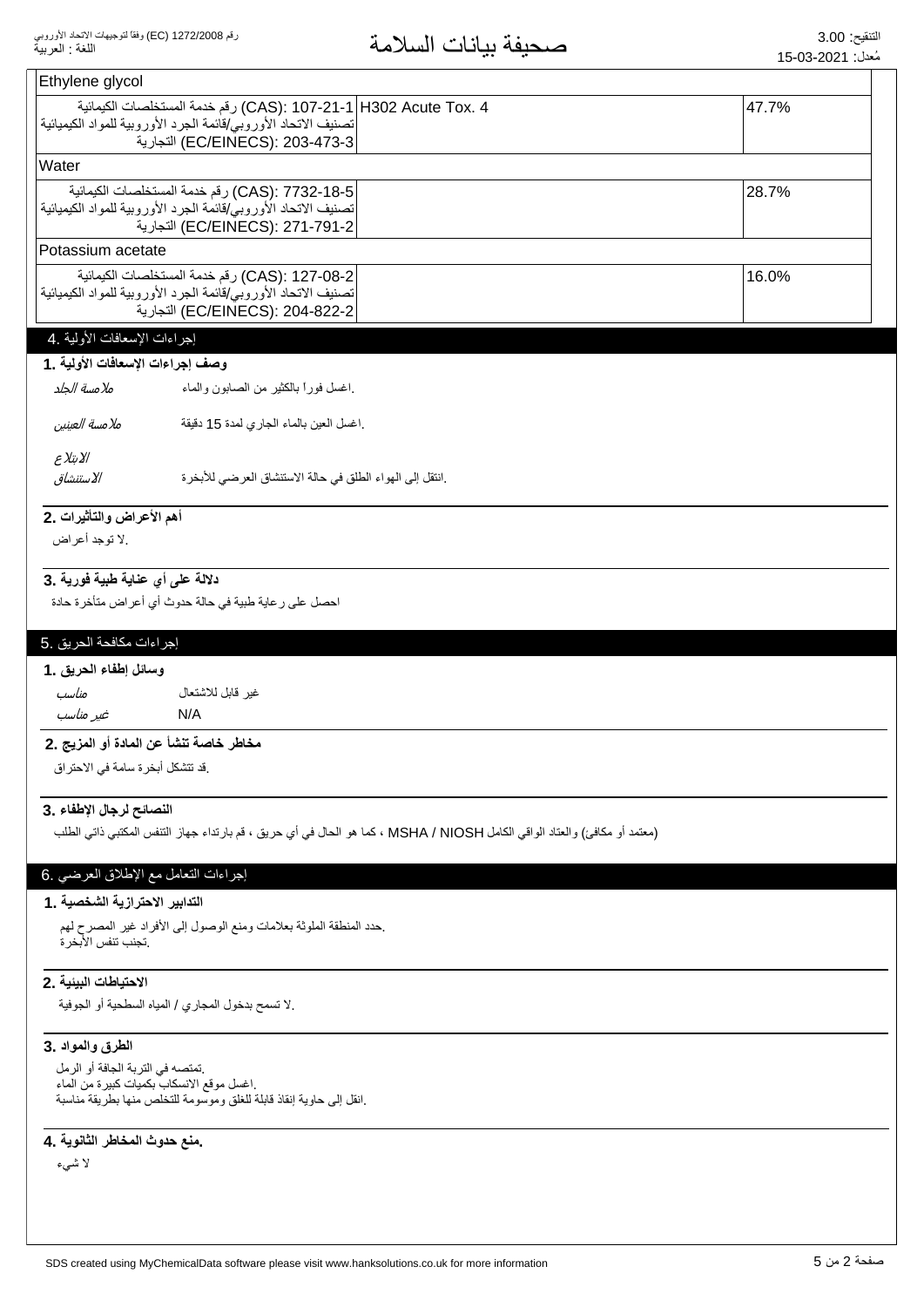| Ethylene glycol | | |
|---|---|---|
| رقم خدمة المستخلصات الكيميائية (CAS): 107-21-1<br>تصنيف الاتحاد الأوروبي/قائمة الجرد الأوروبية للمواد الكيميائية التجارية (EC/EINECS): 203-473-3 | H302 Acute Tox. 4 | 47.7% |
| **Water** | | |
| رقم خدمة المستخلصات الكيميائية (CAS): 7732-18-5<br>تصنيف الاتحاد الأوروبي/قائمة الجرد الأوروبية للمواد الكيميائية التجارية (EC/EINECS): 271-791-2 | | 28.7% |
| **Potassium acetate** | | |
| رقم خدمة المستخلصات الكيميائية (CAS): 127-08-2<br>تصنيف الاتحاد الأوروبي/قائمة الجرد الأوروبية للمواد الكيميائية التجارية (EC/EINECS): 204-822-2 | | 16.0% |

## 4. إجراءات الإسعافات الأولية

### 1. وصف إجراءات الإسعافات الأولية

*ملامسة الجلد* اغسل فوراً بالكثير من الصابون والماء.

*ملامسة العينين* اغسل العين بالماء الجاري لمدة 15 دقيقة.

*الابتلاع*

*الاستنشاق* انتقل إلى الهواء الطلق في حالة الاستنشاق العرضي للأبخرة.

### 2. أهم الأعراض والتأثيرات

لا توجد أعراض.

### 3. دلالة على أي عناية طبية فورية

احصل على رعاية طبية في حالة حدوث أي أعراض متأخرة حادة

## 5. إجراءات مكافحة الحريق

### 1. وسائل إطفاء الحريق

*مناسب* غير قابل للاشتعال

*غير مناسب* N/A

### 2. مخاطر خاصة تنشأ عن المادة أو المزيج

قد تتشكل أبخرة سامة في الاحتراق.

### 3. النصائح لرجال الإطفاء

كما هو الحال في أي حريق ، قم بارتداء جهاز التنفس المكتبي ذاتي الطلب MSHA / NIOSH (معتمد أو مكافئ) والعتاد الواقي الكامل

## 6. إجراءات التعامل مع الإطلاق العرضي

### 1. التدابير الاحترازية الشخصية

حدد المنطقة الملوثة بعلامات ومنع الوصول إلى الأفراد غير المصرح لهم.
تجنب تنفس الأبخرة.

### 2. الاحتياطات البيئية

لا تسمح بدخول المجاري / المياه السطحية أو الجوفية.

### 3. الطرق والمواد

تمتصه في التربة الجافة أو الرمل.
اغسل موقع الانسكاب بكميات كبيرة من الماء.
انقل إلى حاوية إنقاذ قابلة للغلق وموسومة للتخلص منها بطريقة مناسبة.

### 4. منع حدوث المخاطر الثانوية.

لا شيء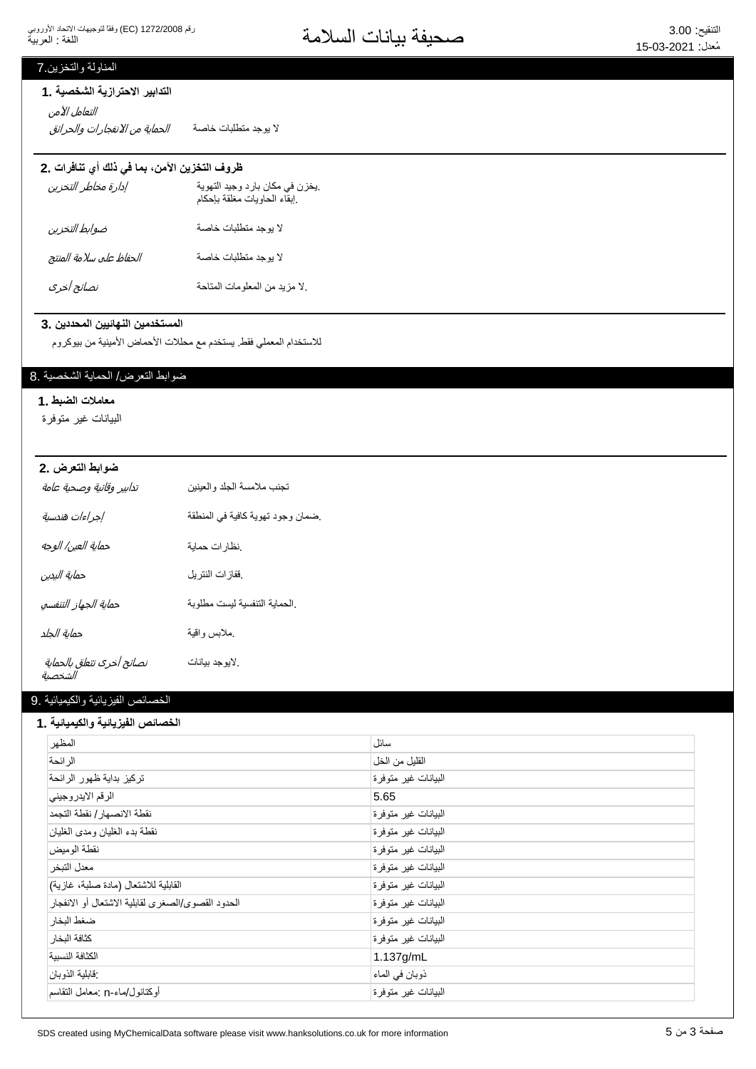## 7. المناولة والتخزين

### 1. التدابير الاحترازية الشخصية

*التعامل الآمن*

| | |
|---|---|
| *الحماية من الانفجارات والحرائق* | لا يوجد متطلبات خاصة |

### 2. ظروف التخزين الآمن، بما في ذلك أي تنافرات

| | |
|---|---|
| *إدارة مخاطر التخزين* | يخزن في مكان بارد وجيد التهوية. إبقاء الحاويات مغلقة بإحكام. |
| *ضوابط التخزين* | لا يوجد متطلبات خاصة |
| *الحفاظ على سلامة المنتج* | لا يوجد متطلبات خاصة |
| *نصائح أخرى* | لا مزيد من المعلومات المتاحة. |

### 3. المستخدمين النهائيين المحددين

للاستخدام المعملي فقط. يستخدم مع محللات الأحماض الأمينية من بيوكروم

## 8. ضوابط التعرض/ الحماية الشخصية

### 1. معاملات الضبط

البيانات غير متوفرة

### 2. ضوابط التعرض

| | |
|---|---|
| *تدابير وقائية وصحية عامة* | تجنب ملامسة الجلد والعينين |
| *إجراءات هندسية* | ضمان وجود تهوية كافية في المنطقة. |
| *حماية العين/ الوجه* | نظارات حماية. |
| *حماية اليدين* | قفازات النتريل. |
| *حماية الجهاز التنفسي* | الحماية التنفسية ليست مطلوبة. |
| *حماية الجلد* | ملابس واقية. |
| *نصائح أخرى تتعلق بالحماية الشخصية* | لايوجد بيانات. |

## 9. الخصائص الفيزيائية والكيميائية

### 1. الخصائص الفيزيائية والكيميائية

| | |
|---|---|
| المظهر | سائل |
| الرائحة | القليل من الخل |
| تركيز بداية ظهور الرائحة | البيانات غير متوفرة |
| الرقم الايدروجيني | 5.65 |
| نقطة الانصهار/ نقطة التجمد | البيانات غير متوفرة |
| نقطة بدء الغليان ومدى الغليان | البيانات غير متوفرة |
| نقطة الوميض | البيانات غير متوفرة |
| معدل التبخر | البيانات غير متوفرة |
| القابلية للاشتعال (مادة صلبة، غازية) | البيانات غير متوفرة |
| الحدود القصوى/الصغرى لقابلية الاشتعال أو الانفجار | البيانات غير متوفرة |
| ضغط البخار | البيانات غير متوفرة |
| كثافة البخار | البيانات غير متوفرة |
| الكثافة النسبية | 1.137g/mL |
| قابلية الذوبان: | ذوبان في الماء |
| معامل التقاسم: n-أوكتانول/ماء | البيانات غير متوفرة |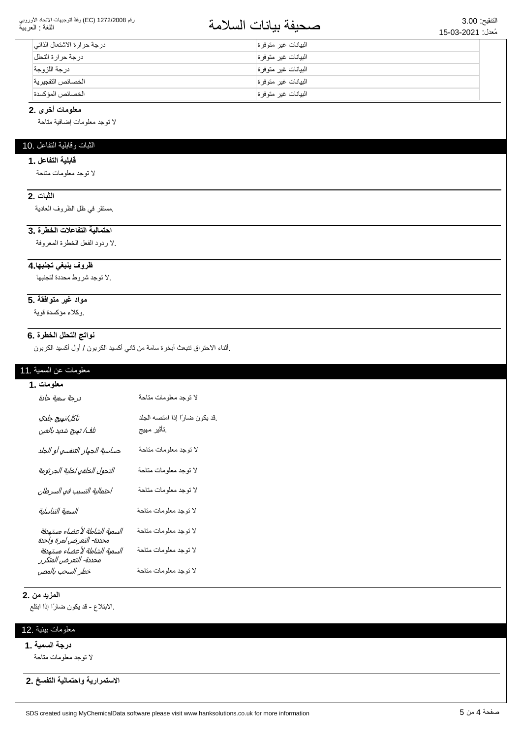| | |
|---|---|
| درجة حرارة الاشتعال الذاتي | البيانات غير متوفرة |
| درجة حرارة التحلل | البيانات غير متوفرة |
| درجة اللزوجة | البيانات غير متوفرة |
| الخصائص التفجيرية | البيانات غير متوفرة |
| الخصائص المؤكسدة | البيانات غير متوفرة |

**معلومات أخرى .2**

لا توجد معلومات إضافية متاحة

## الثبات وقابلية التفاعل .10

**قابلية التفاعل .1**

لا توجد معلومات متاحة

**الثبات .2**

.مستقر في ظل الظروف العادية

**احتمالية التفاعلات الخطرة .3**

.لا ردود الفعل الخطرة المعروفة

**ظروف ينبغي تجنبها.4**

.لا توجد شروط محددة لتجنبها

**مواد غير متوافقة .5**

.وكلاء مؤكسدة قوية

**نواتج التحلل الخطرة .6**

.أثناء الاحتراق تنبعث أبخرة سامة من ثاني أكسيد الكربون / أول أكسيد الكربون

## معلومات عن السمية .11

**معلومات .1**

| | |
|---|---|
| *درجة سمية حادة* | لا توجد معلومات متاحة |
| *تآكل/تهيج جلدي* | .قد يكون ضارًا إذا امتصه الجلد |
| *تلف/ تهيج شديد بالعين* | .تأثير مهيج |
| *حساسية الجهاز التنفسي أو الجلد* | لا توجد معلومات متاحة |
| *التحول الخلقي لخلية الجرثومة* | لا توجد معلومات متاحة |
| *احتمالية التسبب في السرطان* | لا توجد معلومات متاحة |
| *السمية التناسلية* | لا توجد معلومات متاحة |
| *السمية الشاملة لأعضاء مستهدفة محددة- التعرض لمرة واحدة* | لا توجد معلومات متاحة |
| *السمية الشاملة لأعضاء مستهدفة محددة- التعرض المتكرر* | لا توجد معلومات متاحة |
| *خطر السحب بالمص* | لا توجد معلومات متاحة |

**المزيد من .2**

.الابتلاع - قد يكون ضارًا إذا ابتلع

## معلومات بيئية .12

**درجة السمية .1**

لا توجد معلومات متاحة

**الاستمرارية واحتمالية التفسخ .2**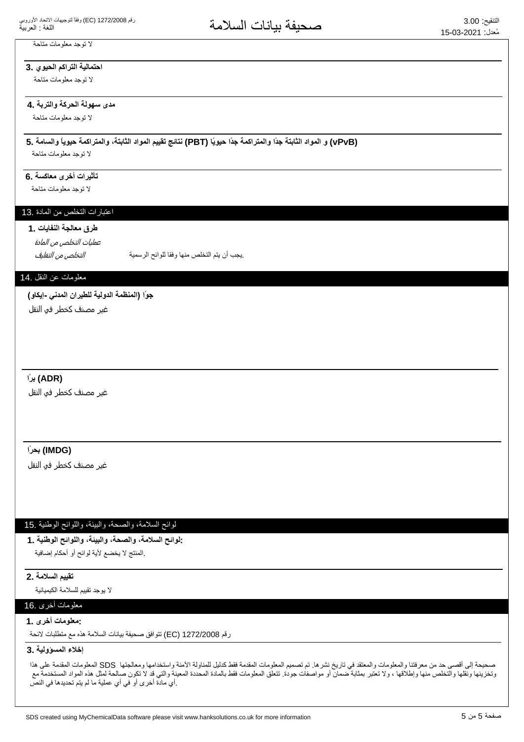لا توجد معلومات متاحة

**3. احتمالية التراكم الحيوي**

لا توجد معلومات متاحة

**4. مدى سهولة الحركة والتربة**

لا توجد معلومات متاحة

**5. نتائج تقييم المواد الثابتة، والمتراكمة حيوياً والسامة (PBT) و المواد الثابتة جدًا والمتراكمة جدًا حيويًا (vPvB)**

لا توجد معلومات متاحة

**6. تأثيرات أخرى معاكسة**

لا توجد معلومات متاحة

## 13. اعتبارات التخلص من المادة

**1. طرق معالجة النفايات**

*عمليات التخلص من المادة*

*التخلص من التغليف* يجب أن يتم التخلص منها وفقا للوائح الرسمية.

## 14. معلومات عن النقل

**جوًا (المنظمة الدولية للطيران المدني -إيكاو)**

غير مصنف كخطر في النقل

**برًا (ADR)**

غير مصنف كخطر في النقل

**بحرًا (IMDG)**

غير مصنف كخطر في النقل

## 15. لوائح السلامة، والصحة، والبيئة، واللوائح الوطنية

**1. لوائح السلامة، والصحة، والبيئة، واللوائح الوطنية:**

المنتج لا يخضع لأية لوائح أو أحكام إضافية.

**2. تقييم السلامة**

لا يوجد تقييم للسلامة الكيميائية

## 16. معلومات أخرى

**1. معلومات أخرى:**

تتوافق صحيفة بيانات السلامة هذه مع متطلبات لائحة (EC) رقم 1272/2008

**3. إخلاء المسؤولية**

المعلومات المقدمة على هذا SDS صحيحة إلى أقصى حد من معرفتنا والمعلومات والمعتقد في تاريخ نشرها. تم تصميم المعلومات المقدمة فقط كدليل للمناولة الآمنة واستخدامها ومعالجتها وتخزينها ونقلها والتخلص منها وإطلاقها ، ولا تعتبر بمثابة ضمان أو مواصفات جودة. تتعلق المعلومات فقط بالمادة المحددة المعينة والتي قد لا تكون صالحة لمثل هذه المواد المستخدمة مع أي مادة أخرى أو في أي عملية ما لم يتم تحديدها في النص.